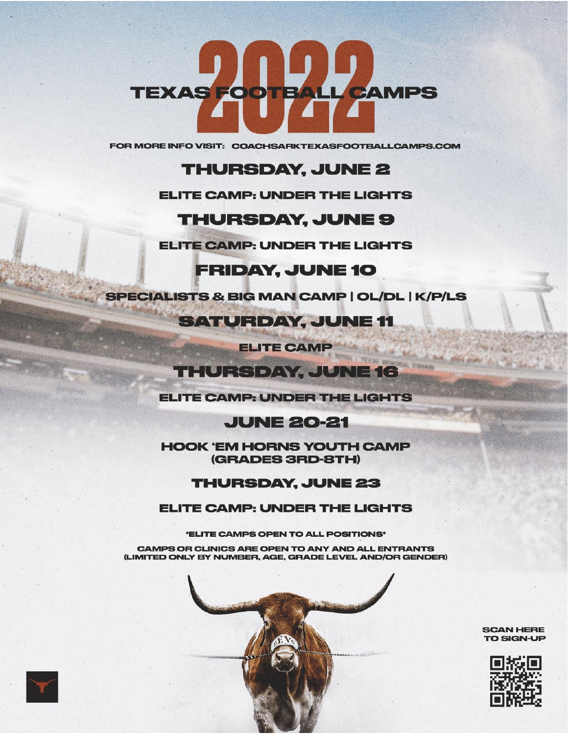# 2022 TEXAS FOOTBALL CAMPS

FOR MORE INFO VISIT: COACHSARKTEXASFOOTBALLCAMPS.COM

## THURSDAY, JUNE 2

ELITE CAMP: UNDER THE LIGHTS

## THURSDAY, JUNE 9

ELITE CAMP: UNDER THE LIGHTS

## FRIDAY, JUNE 10

SPECIALISTS & BIG MAN CAMP | OL/DL | K/P/LS

## SATURDAY, JUNE 11

ELITE CAMP

## THURSDAY, JUNE 16

ELITE CAMP: UNDER THE LIGHTS

## JUNE 20-21

HOOK 'EM HORNS YOUTH CAMP
(GRADES 3RD-8TH)

## THURSDAY, JUNE 23

ELITE CAMP: UNDER THE LIGHTS

*ELITE CAMPS OPEN TO ALL POSITIONS*

CAMPS OR CLINICS ARE OPEN TO ANY AND ALL ENTRANTS
(LIMITED ONLY BY NUMBER, AGE, GRADE LEVEL AND/OR GENDER)

SCAN HERE
TO SIGN-UP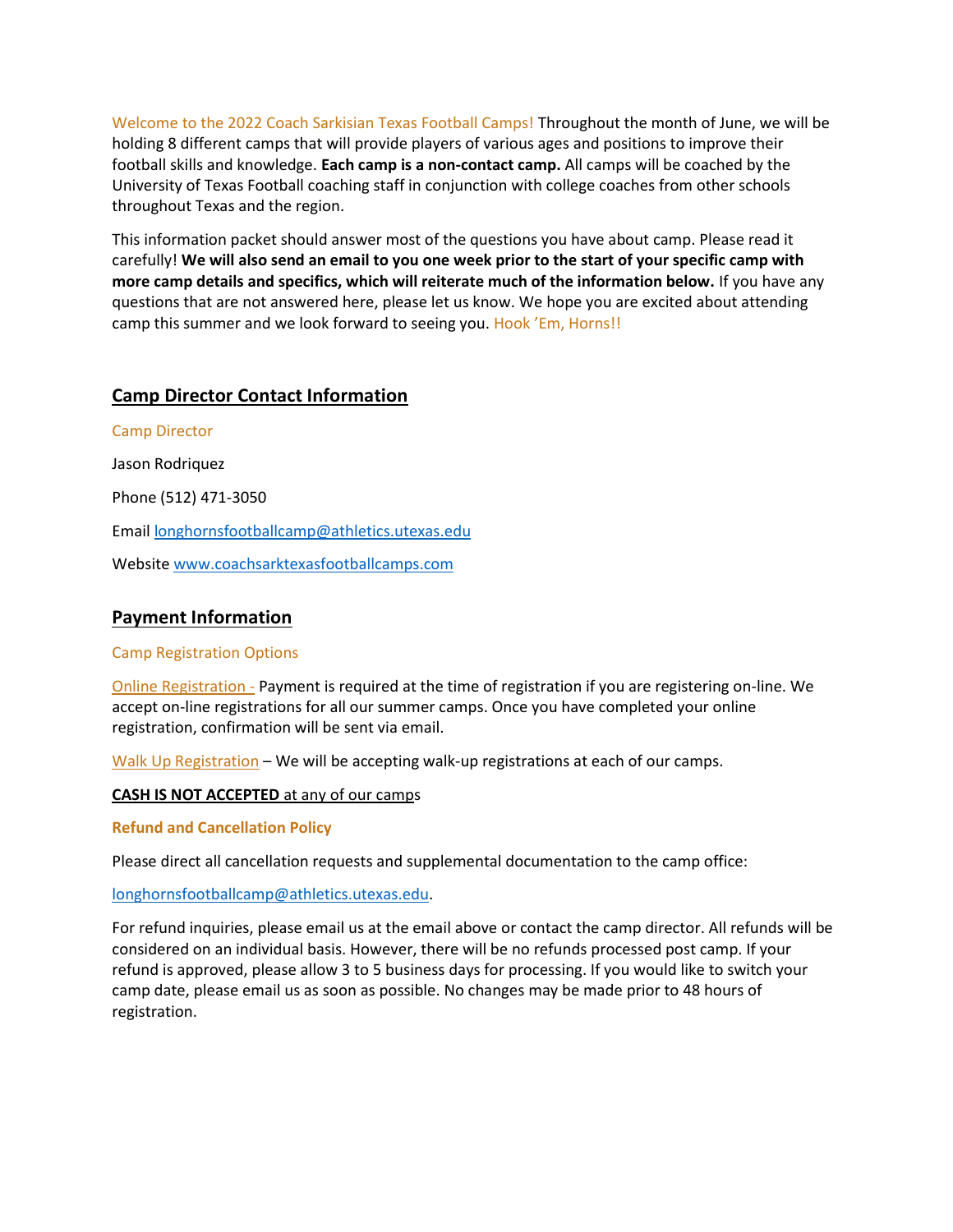Welcome to the 2022 Coach Sarkisian Texas Football Camps! Throughout the month of June, we will be holding 8 different camps that will provide players of various ages and positions to improve their football skills and knowledge. **Each camp is a non-contact camp.** All camps will be coached by the University of Texas Football coaching staff in conjunction with college coaches from other schools throughout Texas and the region.

This information packet should answer most of the questions you have about camp. Please read it carefully! **We will also send an email to you one week prior to the start of your specific camp with more camp details and specifics, which will reiterate much of the information below.** If you have any questions that are not answered here, please let us know. We hope you are excited about attending camp this summer and we look forward to seeing you. Hook 'Em, Horns!!

## Camp Director Contact Information

Camp Director

Jason Rodriquez

Phone (512) 471-3050

Email longhornsfootballcamp@athletics.utexas.edu

Website www.coachsarktexasfootballcamps.com

## Payment Information

Camp Registration Options

Online Registration - Payment is required at the time of registration if you are registering on-line. We accept on-line registrations for all our summer camps. Once you have completed your online registration, confirmation will be sent via email.

Walk Up Registration – We will be accepting walk-up registrations at each of our camps.

**CASH IS NOT ACCEPTED** at any of our camps

**Refund and Cancellation Policy**

Please direct all cancellation requests and supplemental documentation to the camp office:

longhornsfootballcamp@athletics.utexas.edu.

For refund inquiries, please email us at the email above or contact the camp director. All refunds will be considered on an individual basis. However, there will be no refunds processed post camp. If your refund is approved, please allow 3 to 5 business days for processing. If you would like to switch your camp date, please email us as soon as possible. No changes may be made prior to 48 hours of registration.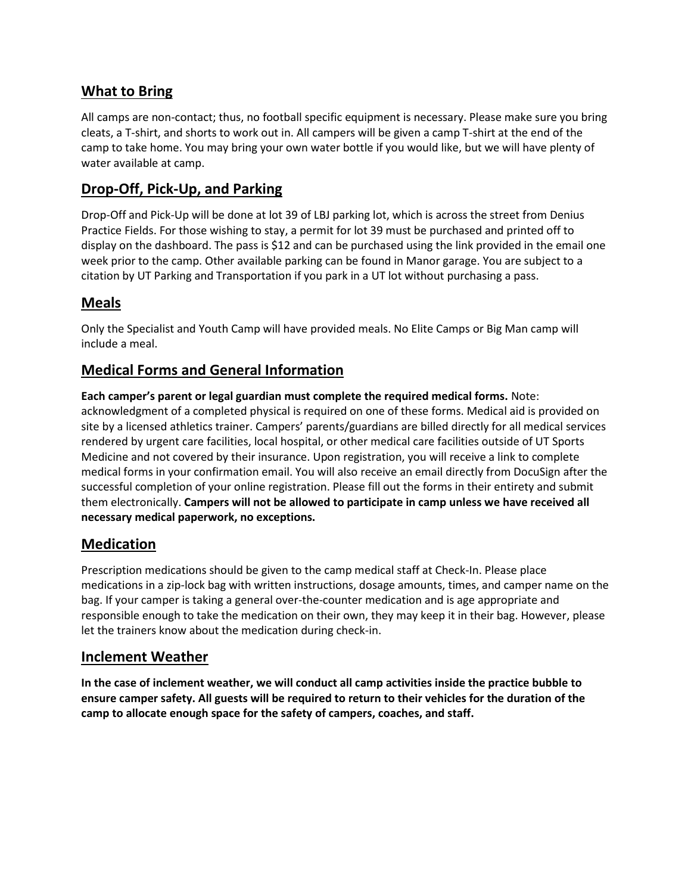## What to Bring

All camps are non-contact; thus, no football specific equipment is necessary. Please make sure you bring cleats, a T-shirt, and shorts to work out in. All campers will be given a camp T-shirt at the end of the camp to take home. You may bring your own water bottle if you would like, but we will have plenty of water available at camp.

## Drop-Off, Pick-Up, and Parking

Drop-Off and Pick-Up will be done at lot 39 of LBJ parking lot, which is across the street from Denius Practice Fields. For those wishing to stay, a permit for lot 39 must be purchased and printed off to display on the dashboard. The pass is $12 and can be purchased using the link provided in the email one week prior to the camp. Other available parking can be found in Manor garage. You are subject to a citation by UT Parking and Transportation if you park in a UT lot without purchasing a pass.

## Meals

Only the Specialist and Youth Camp will have provided meals. No Elite Camps or Big Man camp will include a meal.

## Medical Forms and General Information

**Each camper's parent or legal guardian must complete the required medical forms.** Note: acknowledgment of a completed physical is required on one of these forms. Medical aid is provided on site by a licensed athletics trainer. Campers' parents/guardians are billed directly for all medical services rendered by urgent care facilities, local hospital, or other medical care facilities outside of UT Sports Medicine and not covered by their insurance. Upon registration, you will receive a link to complete medical forms in your confirmation email. You will also receive an email directly from DocuSign after the successful completion of your online registration. Please fill out the forms in their entirety and submit them electronically. **Campers will not be allowed to participate in camp unless we have received all necessary medical paperwork, no exceptions.**

## Medication

Prescription medications should be given to the camp medical staff at Check-In. Please place medications in a zip-lock bag with written instructions, dosage amounts, times, and camper name on the bag. If your camper is taking a general over-the-counter medication and is age appropriate and responsible enough to take the medication on their own, they may keep it in their bag. However, please let the trainers know about the medication during check-in.

## Inclement Weather

**In the case of inclement weather, we will conduct all camp activities inside the practice bubble to ensure camper safety. All guests will be required to return to their vehicles for the duration of the camp to allocate enough space for the safety of campers, coaches, and staff.**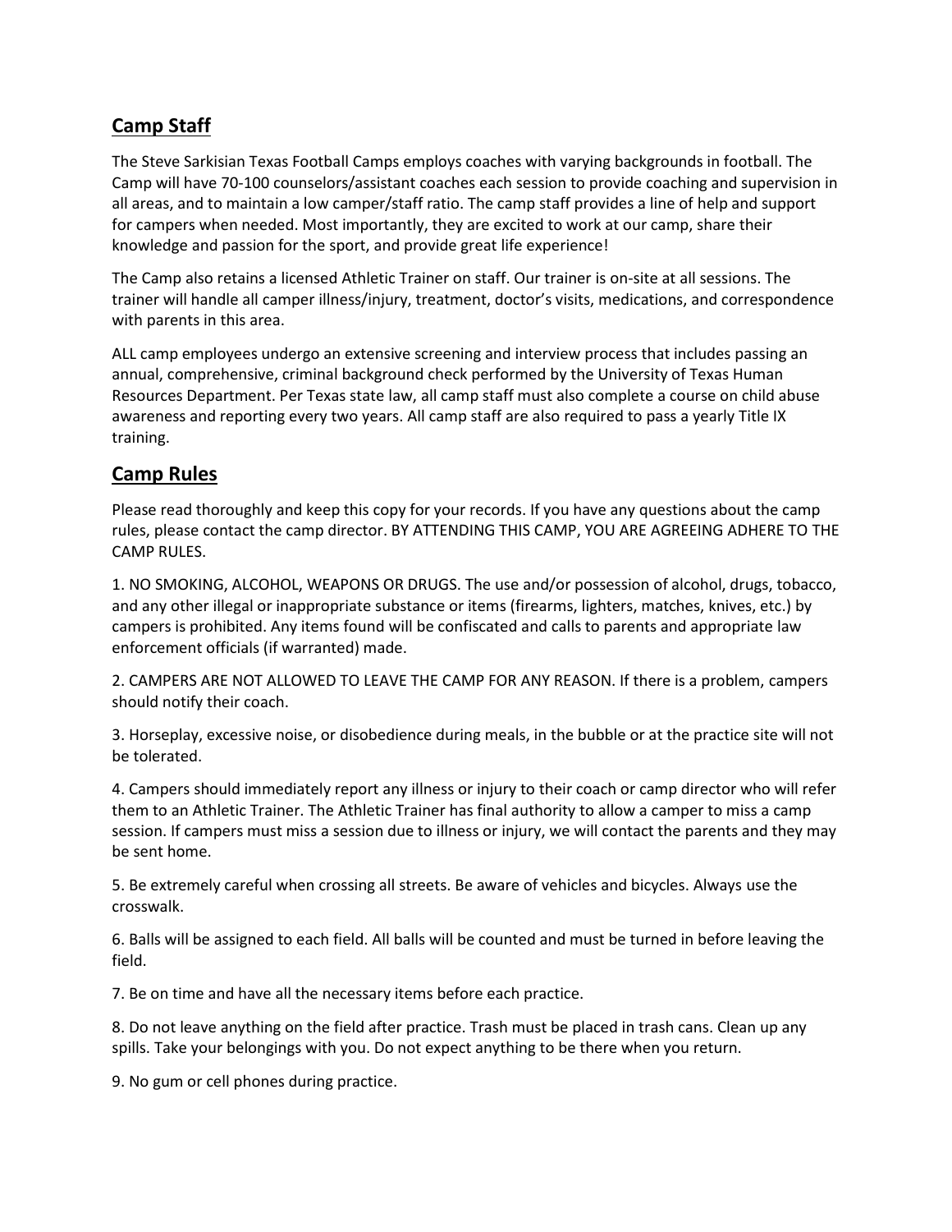## Camp Staff

The Steve Sarkisian Texas Football Camps employs coaches with varying backgrounds in football. The Camp will have 70-100 counselors/assistant coaches each session to provide coaching and supervision in all areas, and to maintain a low camper/staff ratio. The camp staff provides a line of help and support for campers when needed. Most importantly, they are excited to work at our camp, share their knowledge and passion for the sport, and provide great life experience!

The Camp also retains a licensed Athletic Trainer on staff. Our trainer is on-site at all sessions. The trainer will handle all camper illness/injury, treatment, doctor's visits, medications, and correspondence with parents in this area.

ALL camp employees undergo an extensive screening and interview process that includes passing an annual, comprehensive, criminal background check performed by the University of Texas Human Resources Department. Per Texas state law, all camp staff must also complete a course on child abuse awareness and reporting every two years. All camp staff are also required to pass a yearly Title IX training.

## Camp Rules

Please read thoroughly and keep this copy for your records. If you have any questions about the camp rules, please contact the camp director. BY ATTENDING THIS CAMP, YOU ARE AGREEING ADHERE TO THE CAMP RULES.

1. NO SMOKING, ALCOHOL, WEAPONS OR DRUGS. The use and/or possession of alcohol, drugs, tobacco, and any other illegal or inappropriate substance or items (firearms, lighters, matches, knives, etc.) by campers is prohibited. Any items found will be confiscated and calls to parents and appropriate law enforcement officials (if warranted) made.

2. CAMPERS ARE NOT ALLOWED TO LEAVE THE CAMP FOR ANY REASON. If there is a problem, campers should notify their coach.

3. Horseplay, excessive noise, or disobedience during meals, in the bubble or at the practice site will not be tolerated.

4. Campers should immediately report any illness or injury to their coach or camp director who will refer them to an Athletic Trainer. The Athletic Trainer has final authority to allow a camper to miss a camp session. If campers must miss a session due to illness or injury, we will contact the parents and they may be sent home.

5. Be extremely careful when crossing all streets. Be aware of vehicles and bicycles. Always use the crosswalk.

6. Balls will be assigned to each field. All balls will be counted and must be turned in before leaving the field.

7. Be on time and have all the necessary items before each practice.

8. Do not leave anything on the field after practice. Trash must be placed in trash cans. Clean up any spills. Take your belongings with you. Do not expect anything to be there when you return.

9. No gum or cell phones during practice.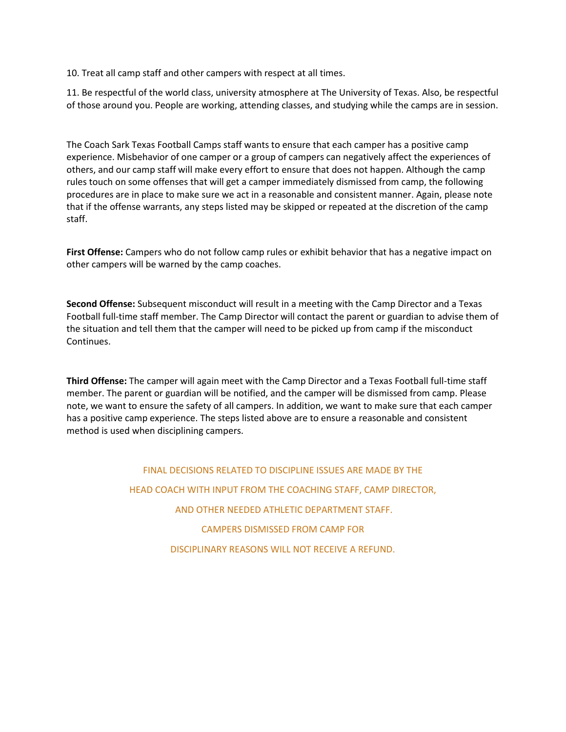10. Treat all camp staff and other campers with respect at all times.

11. Be respectful of the world class, university atmosphere at The University of Texas. Also, be respectful of those around you. People are working, attending classes, and studying while the camps are in session.

The Coach Sark Texas Football Camps staff wants to ensure that each camper has a positive camp experience. Misbehavior of one camper or a group of campers can negatively affect the experiences of others, and our camp staff will make every effort to ensure that does not happen. Although the camp rules touch on some offenses that will get a camper immediately dismissed from camp, the following procedures are in place to make sure we act in a reasonable and consistent manner. Again, please note that if the offense warrants, any steps listed may be skipped or repeated at the discretion of the camp staff.

**First Offense:** Campers who do not follow camp rules or exhibit behavior that has a negative impact on other campers will be warned by the camp coaches.

**Second Offense:** Subsequent misconduct will result in a meeting with the Camp Director and a Texas Football full-time staff member. The Camp Director will contact the parent or guardian to advise them of the situation and tell them that the camper will need to be picked up from camp if the misconduct Continues.

**Third Offense:** The camper will again meet with the Camp Director and a Texas Football full-time staff member. The parent or guardian will be notified, and the camper will be dismissed from camp. Please note, we want to ensure the safety of all campers. In addition, we want to make sure that each camper has a positive camp experience. The steps listed above are to ensure a reasonable and consistent method is used when disciplining campers.

FINAL DECISIONS RELATED TO DISCIPLINE ISSUES ARE MADE BY THE HEAD COACH WITH INPUT FROM THE COACHING STAFF, CAMP DIRECTOR, AND OTHER NEEDED ATHLETIC DEPARTMENT STAFF.

CAMPERS DISMISSED FROM CAMP FOR DISCIPLINARY REASONS WILL NOT RECEIVE A REFUND.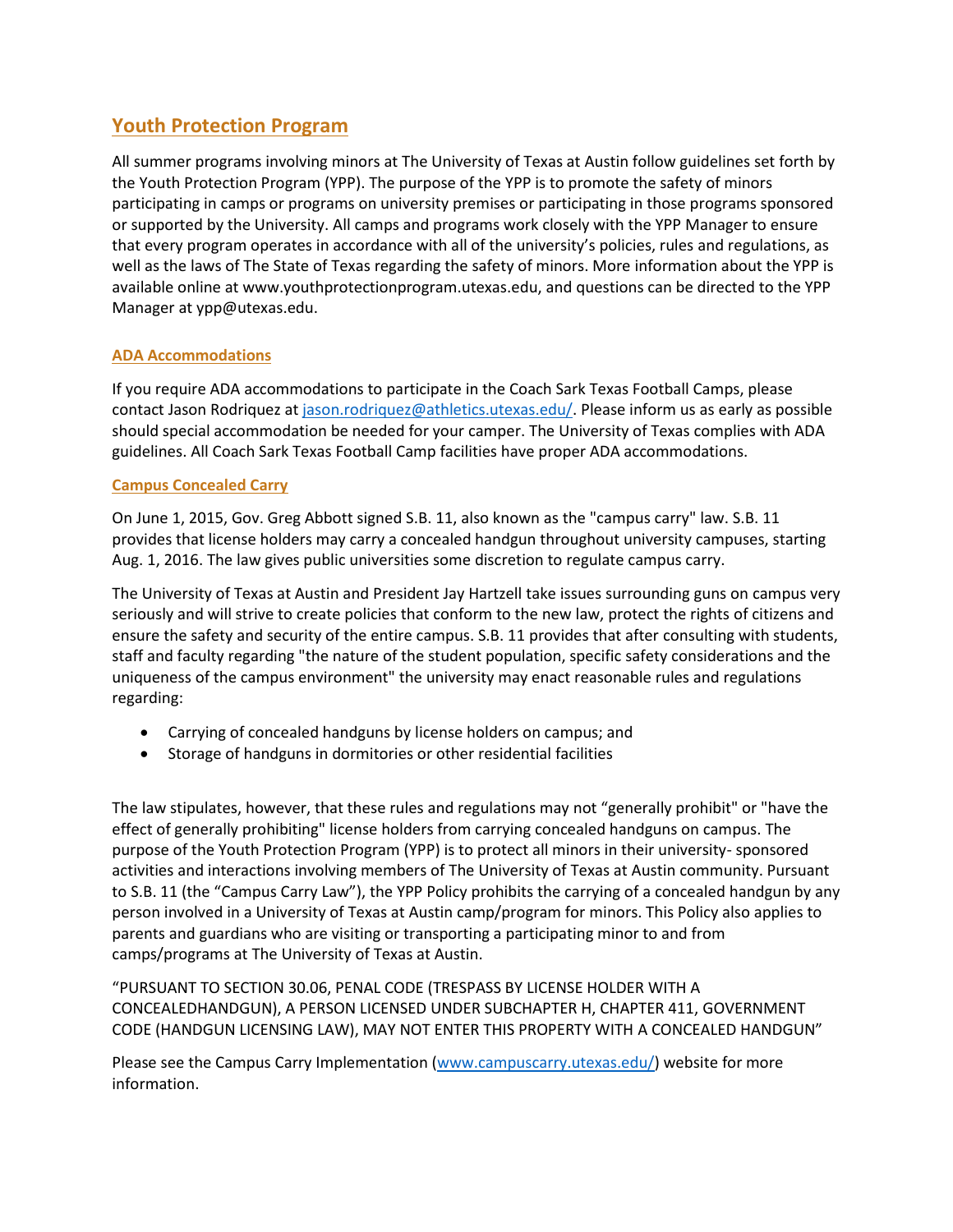## Youth Protection Program

All summer programs involving minors at The University of Texas at Austin follow guidelines set forth by the Youth Protection Program (YPP). The purpose of the YPP is to promote the safety of minors participating in camps or programs on university premises or participating in those programs sponsored or supported by the University. All camps and programs work closely with the YPP Manager to ensure that every program operates in accordance with all of the university's policies, rules and regulations, as well as the laws of The State of Texas regarding the safety of minors. More information about the YPP is available online at www.youthprotectionprogram.utexas.edu, and questions can be directed to the YPP Manager at ypp@utexas.edu.

### ADA Accommodations

If you require ADA accommodations to participate in the Coach Sark Texas Football Camps, please contact Jason Rodriquez at jason.rodriquez@athletics.utexas.edu/. Please inform us as early as possible should special accommodation be needed for your camper. The University of Texas complies with ADA guidelines. All Coach Sark Texas Football Camp facilities have proper ADA accommodations.

### Campus Concealed Carry

On June 1, 2015, Gov. Greg Abbott signed S.B. 11, also known as the "campus carry" law. S.B. 11 provides that license holders may carry a concealed handgun throughout university campuses, starting Aug. 1, 2016. The law gives public universities some discretion to regulate campus carry.

The University of Texas at Austin and President Jay Hartzell take issues surrounding guns on campus very seriously and will strive to create policies that conform to the new law, protect the rights of citizens and ensure the safety and security of the entire campus. S.B. 11 provides that after consulting with students, staff and faculty regarding "the nature of the student population, specific safety considerations and the uniqueness of the campus environment" the university may enact reasonable rules and regulations regarding:

- Carrying of concealed handguns by license holders on campus; and
- Storage of handguns in dormitories or other residential facilities

The law stipulates, however, that these rules and regulations may not "generally prohibit" or "have the effect of generally prohibiting" license holders from carrying concealed handguns on campus. The purpose of the Youth Protection Program (YPP) is to protect all minors in their university- sponsored activities and interactions involving members of The University of Texas at Austin community. Pursuant to S.B. 11 (the "Campus Carry Law"), the YPP Policy prohibits the carrying of a concealed handgun by any person involved in a University of Texas at Austin camp/program for minors. This Policy also applies to parents and guardians who are visiting or transporting a participating minor to and from camps/programs at The University of Texas at Austin.

"PURSUANT TO SECTION 30.06, PENAL CODE (TRESPASS BY LICENSE HOLDER WITH A CONCEALEDHANDGUN), A PERSON LICENSED UNDER SUBCHAPTER H, CHAPTER 411, GOVERNMENT CODE (HANDGUN LICENSING LAW), MAY NOT ENTER THIS PROPERTY WITH A CONCEALED HANDGUN"

Please see the Campus Carry Implementation (www.campuscarry.utexas.edu/) website for more information.